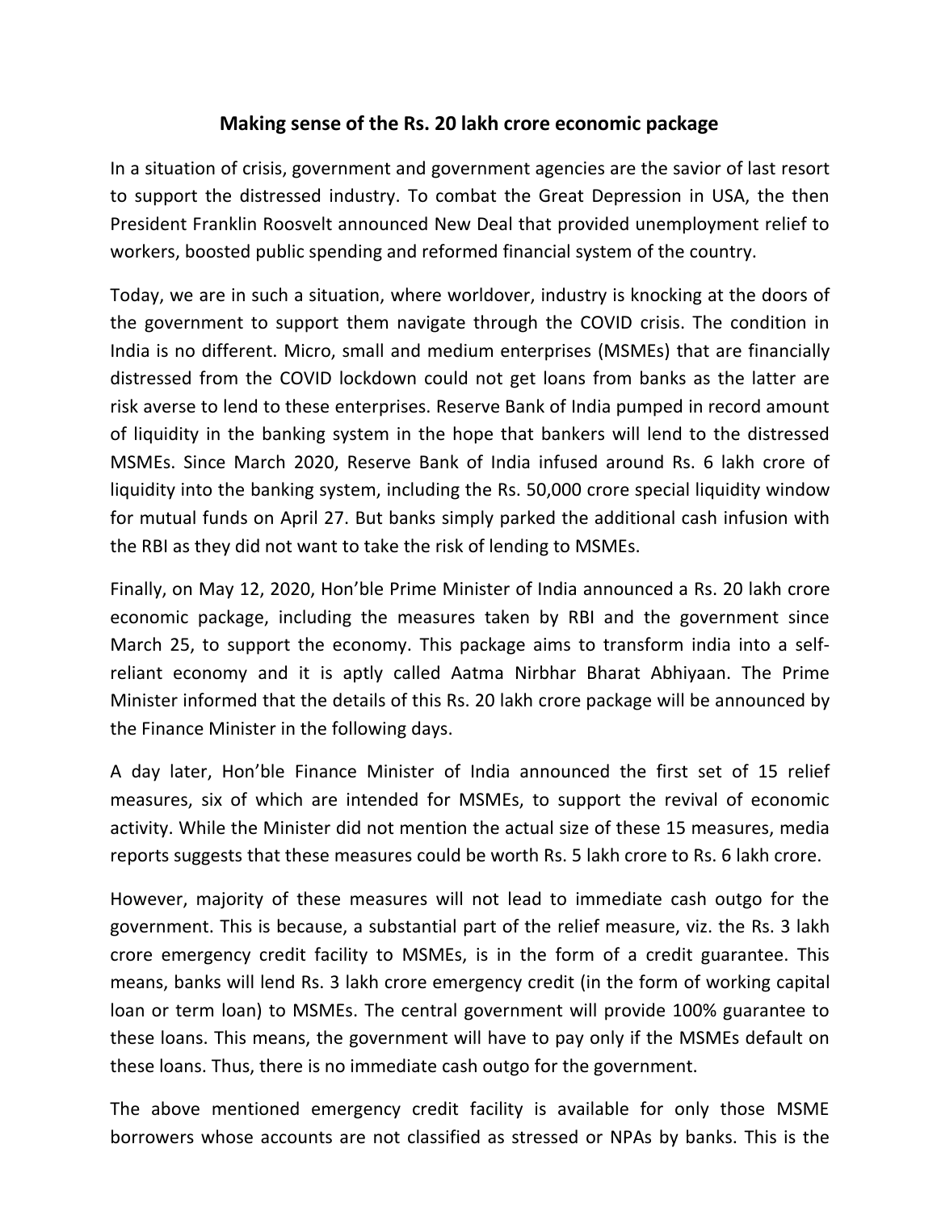# Making sense of the Rs. 20 lakh crore economic package

In a situation of crisis, government and government agencies are the savior of last resort to support the distressed industry. To combat the Great Depression in USA, the then President Franklin Roosvelt announced New Deal that provided unemployment relief to workers, boosted public spending and reformed financial system of the country.

Today, we are in such a situation, where worldover, industry is knocking at the doors of the government to support them navigate through the COVID crisis. The condition in India is no different. Micro, small and medium enterprises (MSMEs) that are financially distressed from the COVID lockdown could not get loans from banks as the latter are risk averse to lend to these enterprises. Reserve Bank of India pumped in record amount of liquidity in the banking system in the hope that bankers will lend to the distressed MSMEs. Since March 2020, Reserve Bank of India infused around Rs. 6 lakh crore of liquidity into the banking system, including the Rs. 50,000 crore special liquidity window for mutual funds on April 27. But banks simply parked the additional cash infusion with the RBI as they did not want to take the risk of lending to MSMEs.

Finally, on May 12, 2020, Hon'ble Prime Minister of India announced a Rs. 20 lakh crore economic package, including the measures taken by RBI and the government since March 25, to support the economy. This package aims to transform india into a self-reliant economy and it is aptly called Aatma Nirbhar Bharat Abhiyaan. The Prime Minister informed that the details of this Rs. 20 lakh crore package will be announced by the Finance Minister in the following days.

A day later, Hon'ble Finance Minister of India announced the first set of 15 relief measures, six of which are intended for MSMEs, to support the revival of economic activity. While the Minister did not mention the actual size of these 15 measures, media reports suggests that these measures could be worth Rs. 5 lakh crore to Rs. 6 lakh crore.

However, majority of these measures will not lead to immediate cash outgo for the government. This is because, a substantial part of the relief measure, viz. the Rs. 3 lakh crore emergency credit facility to MSMEs, is in the form of a credit guarantee. This means, banks will lend Rs. 3 lakh crore emergency credit (in the form of working capital loan or term loan) to MSMEs. The central government will provide 100% guarantee to these loans. This means, the government will have to pay only if the MSMEs default on these loans. Thus, there is no immediate cash outgo for the government.

The above mentioned emergency credit facility is available for only those MSME borrowers whose accounts are not classified as stressed or NPAs by banks. This is the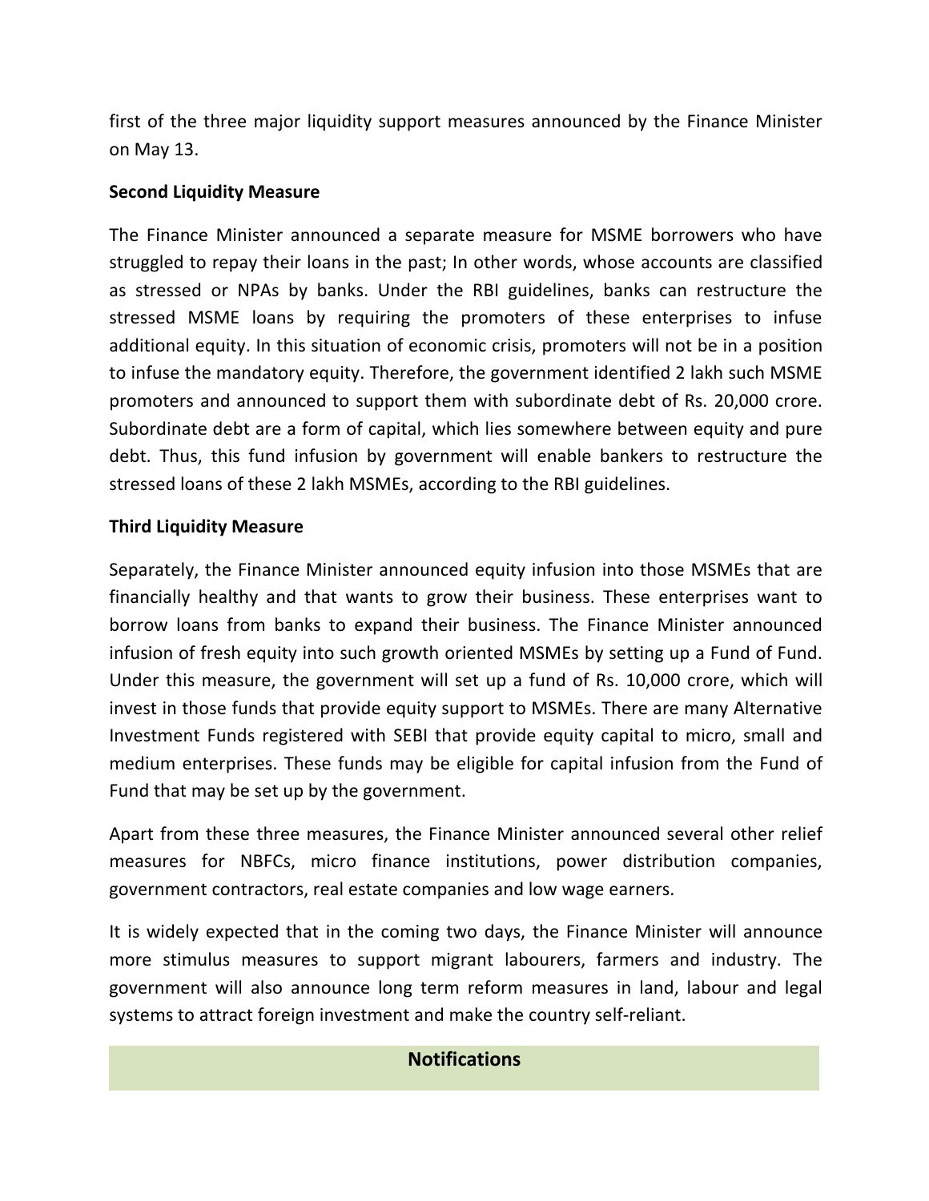first of the three major liquidity support measures announced by the Finance Minister on May 13.

**Second Liquidity Measure**

The Finance Minister announced a separate measure for MSME borrowers who have struggled to repay their loans in the past; In other words, whose accounts are classified as stressed or NPAs by banks. Under the RBI guidelines, banks can restructure the stressed MSME loans by requiring the promoters of these enterprises to infuse additional equity. In this situation of economic crisis, promoters will not be in a position to infuse the mandatory equity. Therefore, the government identified 2 lakh such MSME promoters and announced to support them with subordinate debt of Rs. 20,000 crore. Subordinate debt are a form of capital, which lies somewhere between equity and pure debt. Thus, this fund infusion by government will enable bankers to restructure the stressed loans of these 2 lakh MSMEs, according to the RBI guidelines.

**Third Liquidity Measure**

Separately, the Finance Minister announced equity infusion into those MSMEs that are financially healthy and that wants to grow their business. These enterprises want to borrow loans from banks to expand their business. The Finance Minister announced infusion of fresh equity into such growth oriented MSMEs by setting up a Fund of Fund. Under this measure, the government will set up a fund of Rs. 10,000 crore, which will invest in those funds that provide equity support to MSMEs. There are many Alternative Investment Funds registered with SEBI that provide equity capital to micro, small and medium enterprises. These funds may be eligible for capital infusion from the Fund of Fund that may be set up by the government.

Apart from these three measures, the Finance Minister announced several other relief measures for NBFCs, micro finance institutions, power distribution companies, government contractors, real estate companies and low wage earners.

It is widely expected that in the coming two days, the Finance Minister will announce more stimulus measures to support migrant labourers, farmers and industry. The government will also announce long term reform measures in land, labour and legal systems to attract foreign investment and make the country self-reliant.

## Notifications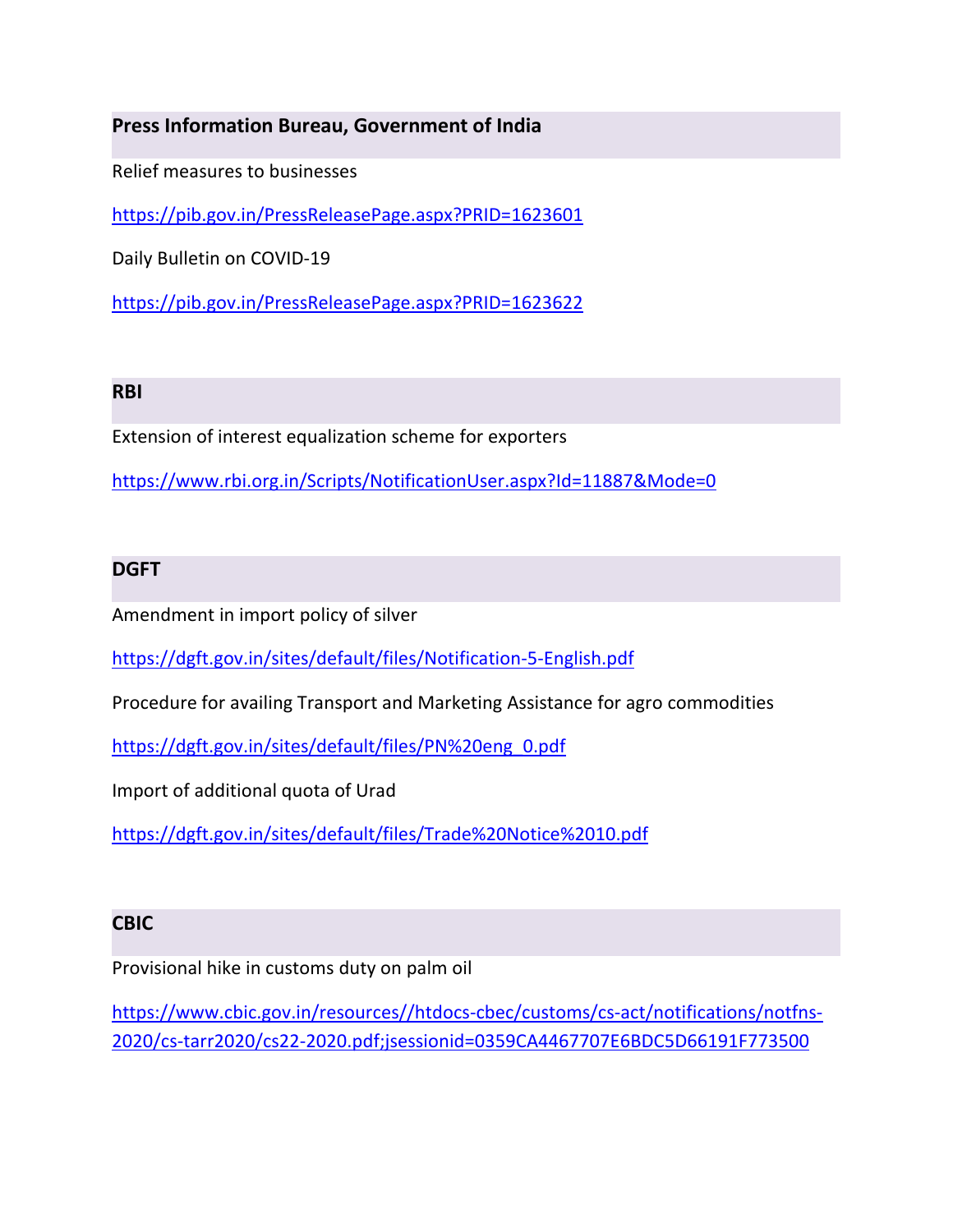## Press Information Bureau, Government of India

Relief measures to businesses

https://pib.gov.in/PressReleasePage.aspx?PRID=1623601

Daily Bulletin on COVID-19

https://pib.gov.in/PressReleasePage.aspx?PRID=1623622

## RBI

Extension of interest equalization scheme for exporters

https://www.rbi.org.in/Scripts/NotificationUser.aspx?Id=11887&Mode=0

## DGFT

Amendment in import policy of silver

https://dgft.gov.in/sites/default/files/Notification-5-English.pdf

Procedure for availing Transport and Marketing Assistance for agro commodities

https://dgft.gov.in/sites/default/files/PN%20eng_0.pdf

Import of additional quota of Urad

https://dgft.gov.in/sites/default/files/Trade%20Notice%2010.pdf

## CBIC

Provisional hike in customs duty on palm oil

https://www.cbic.gov.in/resources//htdocs-cbec/customs/cs-act/notifications/notfns-2020/cs-tarr2020/cs22-2020.pdf;jsessionid=0359CA4467707E6BDC5D66191F773500